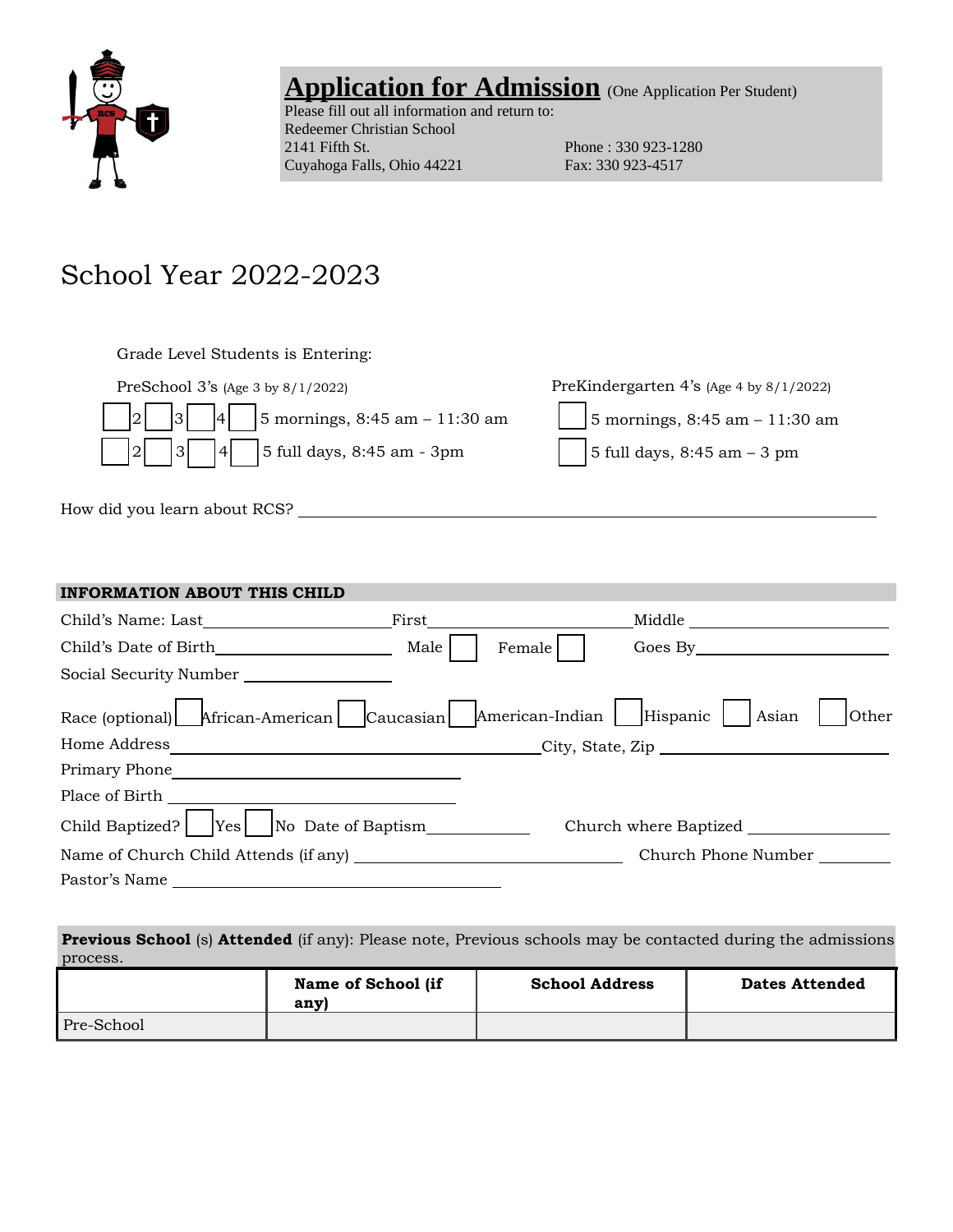# Application for Admission (One Application Per Student)

Please fill out all information and return to:
Redeemer Christian School
2141 Fifth St.
Cuyahoga Falls, Ohio 44221

Phone : 330 923-1280
Fax: 330 923-4517

## School Year 2022-2023

Grade Level Students is Entering:

PreSchool 3's (Age 3 by 8/1/2022)

☐ 2 ☐ 3 ☐ 4 ☐ 5 mornings, 8:45 am – 11:30 am

☐ 2 ☐ 3 ☐ 4 ☐ 5 full days, 8:45 am - 3pm

PreKindergarten 4's (Age 4 by 8/1/2022)

☐ 5 mornings, 8:45 am – 11:30 am

☐ 5 full days, 8:45 am – 3 pm

How did you learn about RCS? ______________________________

### INFORMATION ABOUT THIS CHILD

Child's Name: Last ______________ First ______________ Middle ______________

Child's Date of Birth ______________ Male ☐ Female ☐ Goes By ______________

Social Security Number ______________

Race (optional) ☐ African-American ☐ Caucasian ☐ American-Indian ☐ Hispanic ☐ Asian ☐ Other

Home Address ______________________ City, State, Zip ______________

Primary Phone ______________

Place of Birth ______________

Child Baptized? ☐ Yes ☐ No Date of Baptism ______________ Church where Baptized ______________

Name of Church Child Attends (if any) ______________ Church Phone Number ______________

Pastor's Name ______________

**Previous School** (s) **Attended** (if any): Please note, Previous schools may be contacted during the admissions process.

| | Name of School (if any) | School Address | Dates Attended |
|---|---|---|---|
| Pre-School | | | |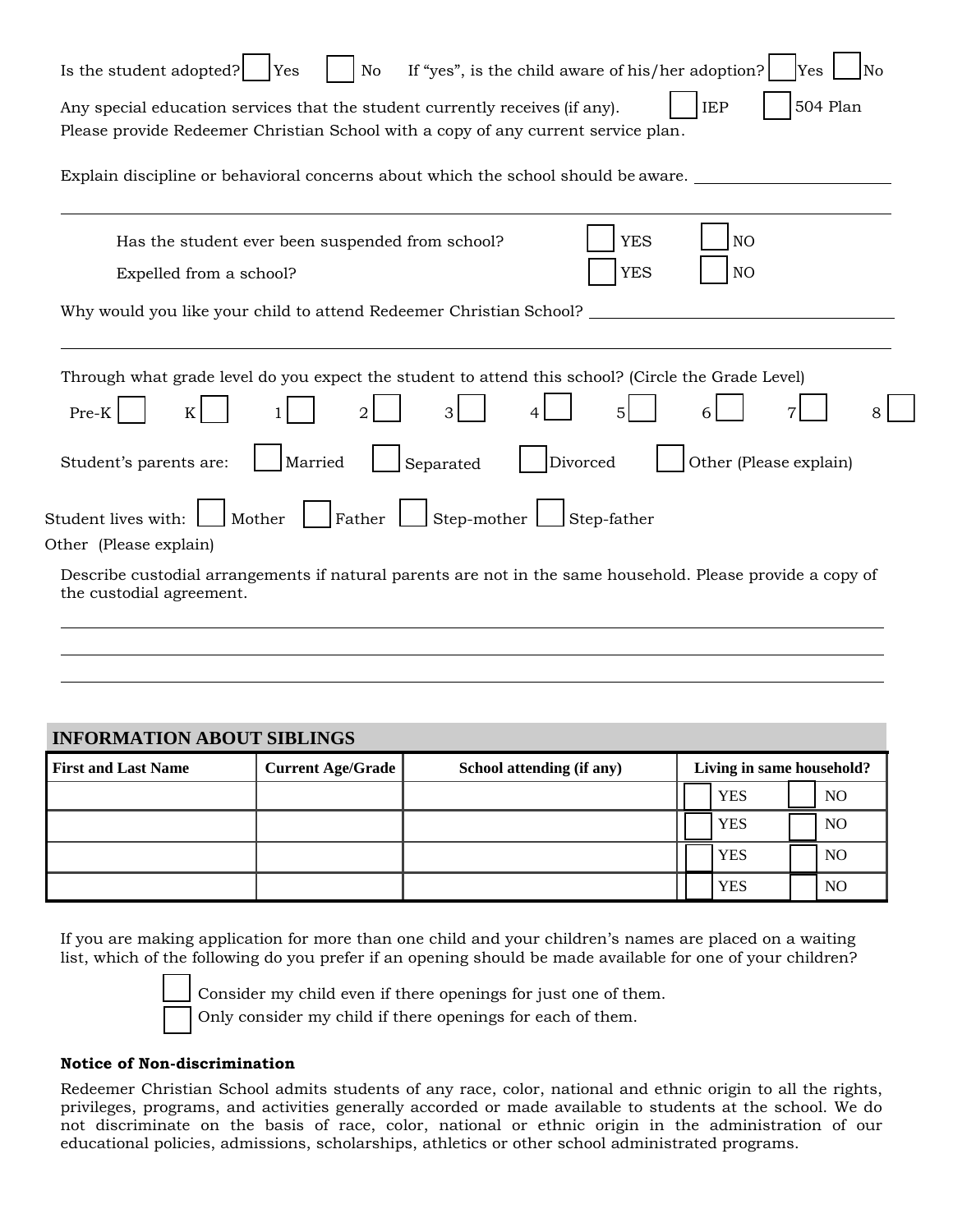Is the student adopted? ☐ Yes ☐ No If "yes", is the child aware of his/her adoption? ☐ Yes ☐ No

Any special education services that the student currently receives (if any). ☐ IEP ☐ 504 Plan

Please provide Redeemer Christian School with a copy of any current service plan.

Explain discipline or behavioral concerns about which the school should be aware. ______________________

______________________________________________________________________________

Has the student ever been suspended from school? ☐ YES ☐ NO

Expelled from a school? ☐ YES ☐ NO

Why would you like your child to attend Redeemer Christian School? ______________________

______________________________________________________________________________

Through what grade level do you expect the student to attend this school? (Circle the Grade Level)

Pre-K ☐ K ☐ 1 ☐ 2 ☐ 3 ☐ 4 ☐ 5 ☐ 6 ☐ 7 ☐ 8 ☐

Student's parents are: ☐ Married ☐ Separated ☐ Divorced ☐ Other (Please explain)

Student lives with: ☐ Mother ☐ Father ☐ Step-mother ☐ Step-father

Other (Please explain)

Describe custodial arrangements if natural parents are not in the same household. Please provide a copy of the custodial agreement.

______________________________________________________________________________

______________________________________________________________________________

______________________________________________________________________________

## INFORMATION ABOUT SIBLINGS

| First and Last Name | Current Age/Grade | School attending (if any) | Living in same household? |
|---|---|---|---|
| | | | ☐ YES ☐ NO |
| | | | ☐ YES ☐ NO |
| | | | ☐ YES ☐ NO |
| | | | ☐ YES ☐ NO |

If you are making application for more than one child and your children's names are placed on a waiting list, which of the following do you prefer if an opening should be made available for one of your children?

☐ Consider my child even if there openings for just one of them.
☐ Only consider my child if there openings for each of them.

**Notice of Non-discrimination**

Redeemer Christian School admits students of any race, color, national and ethnic origin to all the rights, privileges, programs, and activities generally accorded or made available to students at the school. We do not discriminate on the basis of race, color, national or ethnic origin in the administration of our educational policies, admissions, scholarships, athletics or other school administrated programs.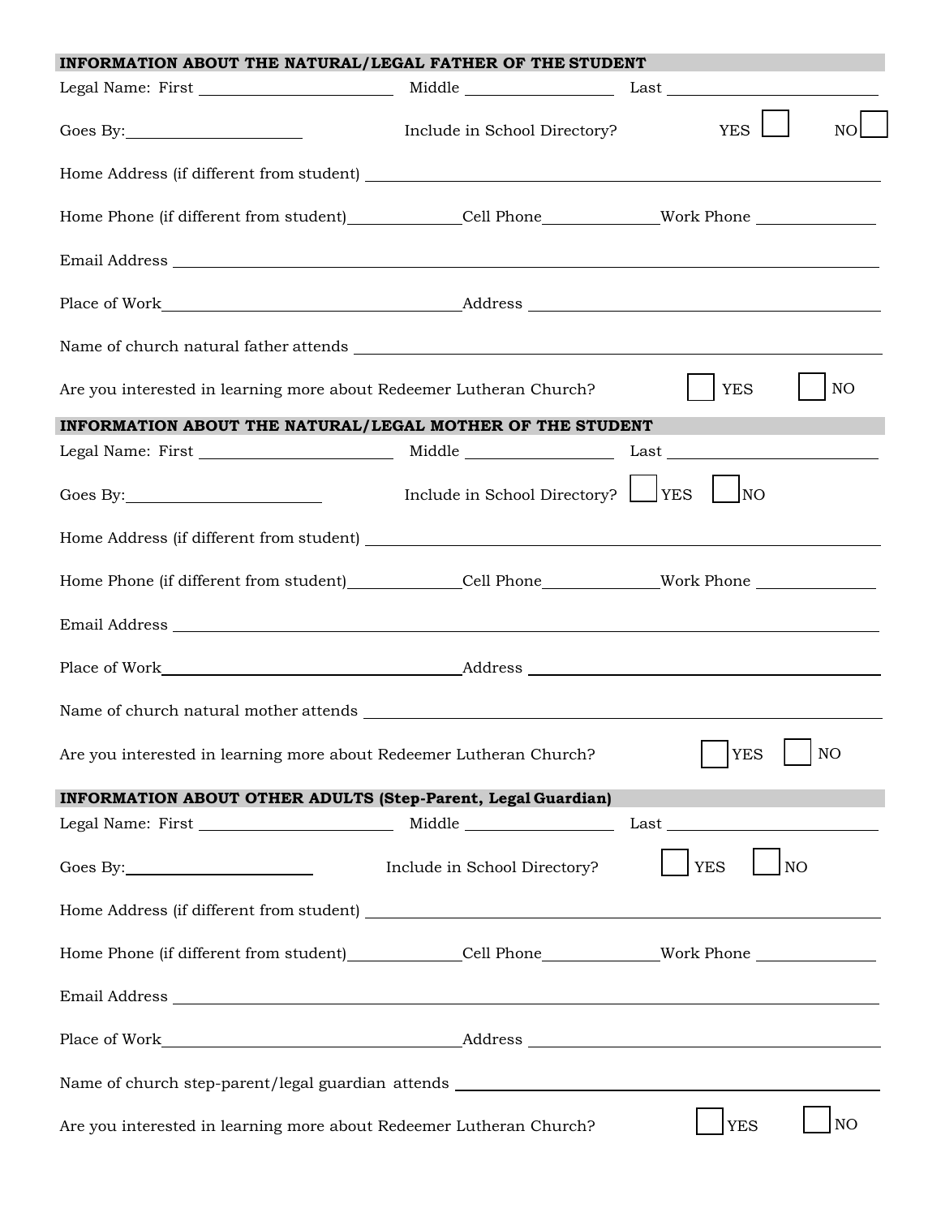## INFORMATION ABOUT THE NATURAL/LEGAL FATHER OF THE STUDENT

Legal Name: First ______________________ Middle __________________ Last ________________________

Goes By: ______________________ Include in School Directory? YES ☐ NO ☐

Home Address (if different from student) ________________________________________________

Home Phone (if different from student) ______________ Cell Phone ______________ Work Phone ______________

Email Address ________________________________________________________________

Place of Work ____________________________________ Address ________________________________

Name of church natural father attends ________________________________________________

Are you interested in learning more about Redeemer Lutheran Church? ☐ YES ☐ NO

## INFORMATION ABOUT THE NATURAL/LEGAL MOTHER OF THE STUDENT

Legal Name: First ______________________ Middle __________________ Last ________________________

Goes By: ______________________ Include in School Directory? ☐ YES ☐ NO

Home Address (if different from student) ________________________________________________

Home Phone (if different from student) ______________ Cell Phone ______________ Work Phone ______________

Email Address ________________________________________________________________

Place of Work ____________________________________ Address ________________________________

Name of church natural mother attends ________________________________________________

Are you interested in learning more about Redeemer Lutheran Church? ☐ YES ☐ NO

## INFORMATION ABOUT OTHER ADULTS (Step-Parent, Legal Guardian)

Legal Name: First ______________________ Middle __________________ Last ________________________

Goes By: ______________________ Include in School Directory? ☐ YES ☐ NO

Home Address (if different from student) ________________________________________________

Home Phone (if different from student) ______________ Cell Phone ______________ Work Phone ______________

Email Address ________________________________________________________________

Place of Work ____________________________________ Address ________________________________

Name of church step-parent/legal guardian attends ________________________________________

Are you interested in learning more about Redeemer Lutheran Church? ☐ YES ☐ NO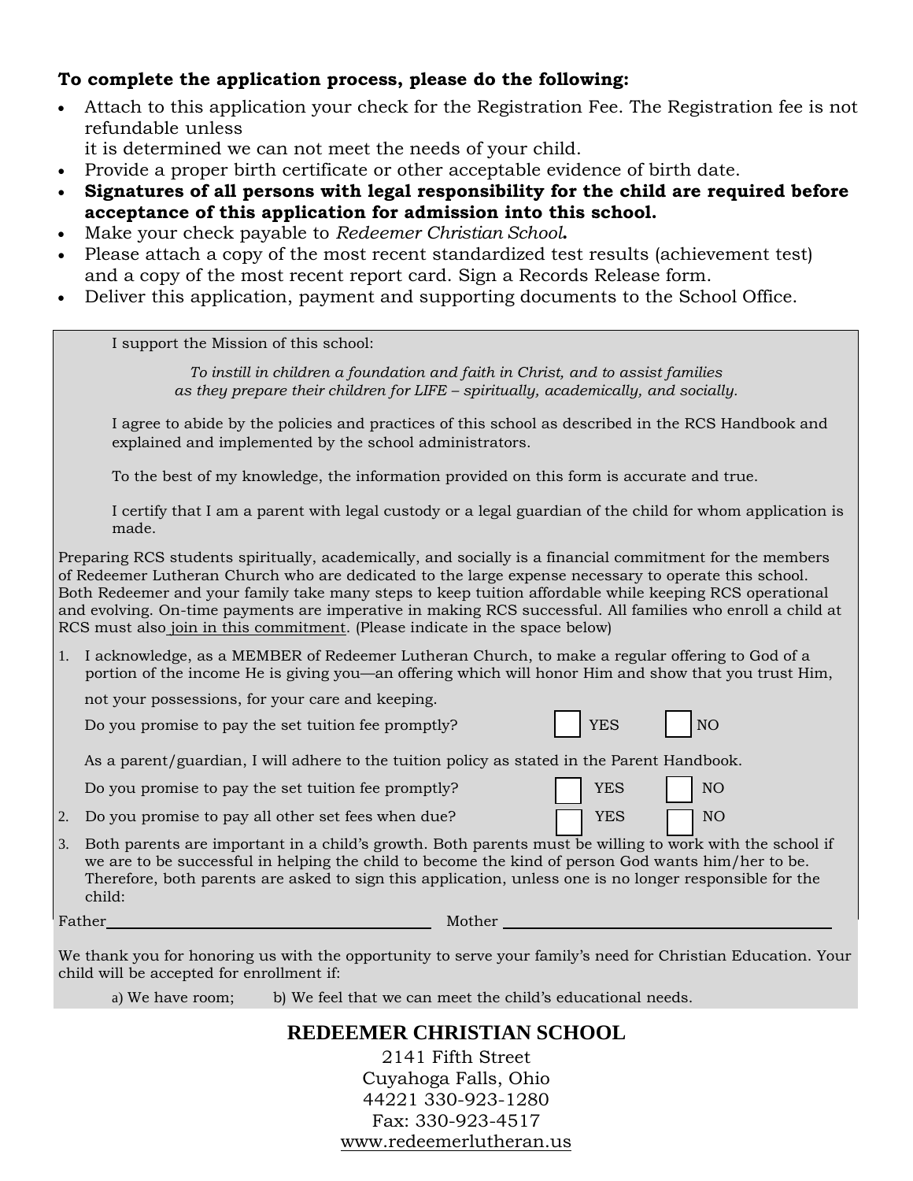**To complete the application process, please do the following:**

- Attach to this application your check for the Registration Fee. The Registration fee is not refundable unless
  it is determined we can not meet the needs of your child.
- Provide a proper birth certificate or other acceptable evidence of birth date.
- **Signatures of all persons with legal responsibility for the child are required before acceptance of this application for admission into this school.**
- Make your check payable to *Redeemer Christian School.*
- Please attach a copy of the most recent standardized test results (achievement test) and a copy of the most recent report card. Sign a Records Release form.
- Deliver this application, payment and supporting documents to the School Office.

I support the Mission of this school:

*To instill in children a foundation and faith in Christ, and to assist families as they prepare their children for LIFE – spiritually, academically, and socially.*

I agree to abide by the policies and practices of this school as described in the RCS Handbook and explained and implemented by the school administrators.

To the best of my knowledge, the information provided on this form is accurate and true.

I certify that I am a parent with legal custody or a legal guardian of the child for whom application is made.

Preparing RCS students spiritually, academically, and socially is a financial commitment for the members of Redeemer Lutheran Church who are dedicated to the large expense necessary to operate this school. Both Redeemer and your family take many steps to keep tuition affordable while keeping RCS operational and evolving. On-time payments are imperative in making RCS successful. All families who enroll a child at RCS must also join in this commitment. (Please indicate in the space below)

1. I acknowledge, as a MEMBER of Redeemer Lutheran Church, to make a regular offering to God of a portion of the income He is giving you—an offering which will honor Him and show that you trust Him, not your possessions, for your care and keeping.

   Do you promise to pay the set tuition fee promptly? ☐ YES ☐ NO

   As a parent/guardian, I will adhere to the tuition policy as stated in the Parent Handbook.

   Do you promise to pay the set tuition fee promptly? ☐ YES ☐ NO

2. Do you promise to pay all other set fees when due? ☐ YES ☐ NO

3. Both parents are important in a child's growth. Both parents must be willing to work with the school if we are to be successful in helping the child to become the kind of person God wants him/her to be. Therefore, both parents are asked to sign this application, unless one is no longer responsible for the child:

Father\_\_\_\_\_\_\_\_\_\_\_\_\_\_\_\_\_\_\_\_\_\_\_\_\_\_\_\_\_\_ Mother \_\_\_\_\_\_\_\_\_\_\_\_\_\_\_\_\_\_\_\_\_\_\_\_\_\_\_\_\_\_

We thank you for honoring us with the opportunity to serve your family's need for Christian Education. Your child will be accepted for enrollment if:

a) We have room; b) We feel that we can meet the child's educational needs.

**REDEEMER CHRISTIAN SCHOOL**

2141 Fifth Street
Cuyahoga Falls, Ohio
44221 330-923-1280
Fax: 330-923-4517
www.redeemerlutheran.us